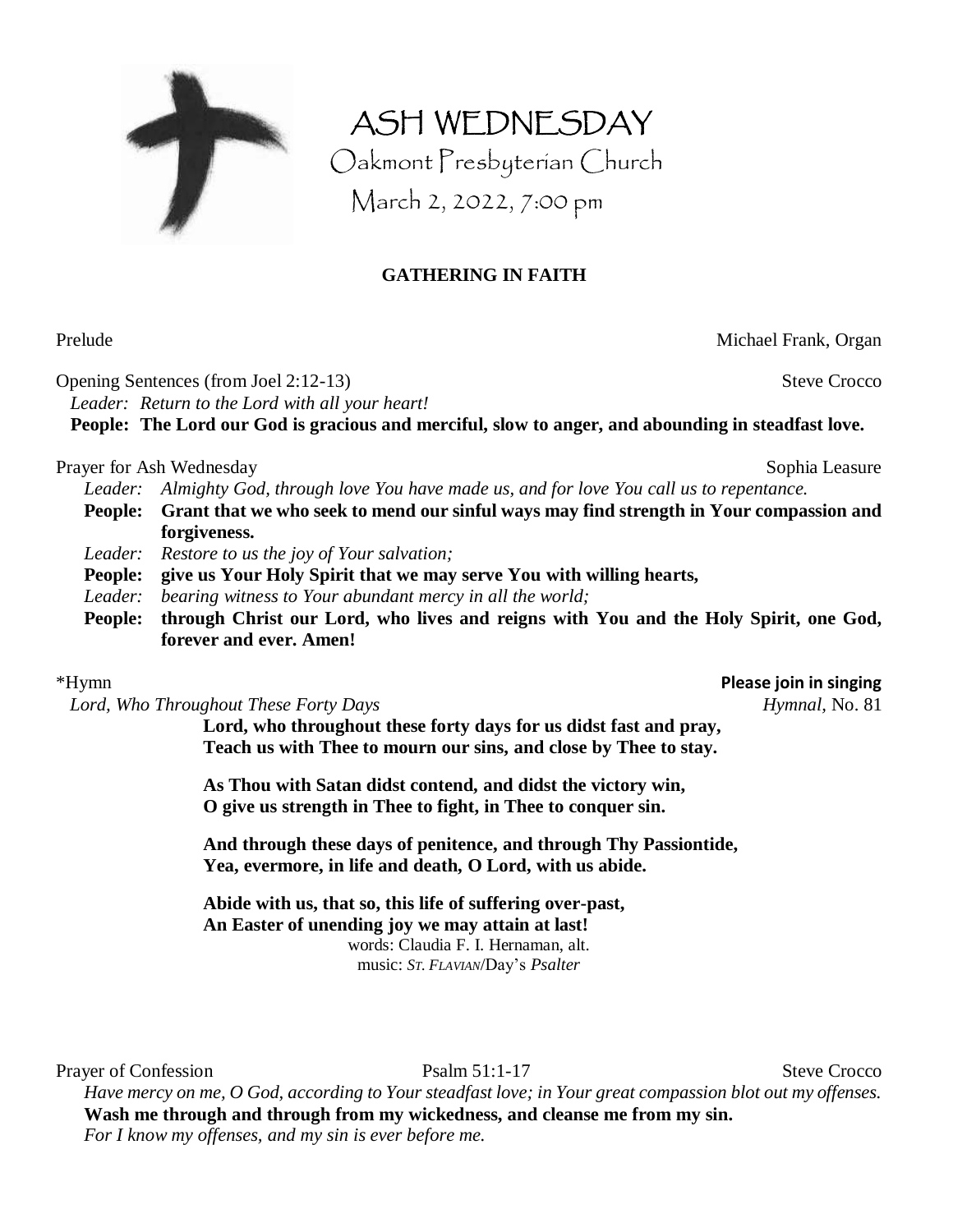# ASH WEDNESDAY

Oakmont Presbyterian Church

March 2, 2022, 7:00 pm

## GATHERING IN FAITH

Prelude — Michael Frank, Organ

Opening Sentences (from Joel 2:12-13) — Steve Crocco

*Leader: Return to the Lord with all your heart!*

**People: The Lord our God is gracious and merciful, slow to anger, and abounding in steadfast love.**

Prayer for Ash Wednesday — Sophia Leasure

*Leader: Almighty God, through love You have made us, and for love You call us to repentance.*

**People: Grant that we who seek to mend our sinful ways may find strength in Your compassion and forgiveness.**

*Leader: Restore to us the joy of Your salvation;*

**People: give us Your Holy Spirit that we may serve You with willing hearts,**

*Leader: bearing witness to Your abundant mercy in all the world;*

**People: through Christ our Lord, who lives and reigns with You and the Holy Spirit, one God, forever and ever. Amen!**

*Hymn — **Please join in singing**

*Lord, Who Throughout These Forty Days* — *Hymnal*, No. 81

**Lord, who throughout these forty days for us didst fast and pray,**
**Teach us with Thee to mourn our sins, and close by Thee to stay.**

**As Thou with Satan didst contend, and didst the victory win,**
**O give us strength in Thee to fight, in Thee to conquer sin.**

**And through these days of penitence, and through Thy Passiontide,**
**Yea, evermore, in life and death, O Lord, with us abide.**

**Abide with us, that so, this life of suffering over-past,**
**An Easter of unending joy we may attain at last!**

words: Claudia F. I. Hernaman, alt.
music: *ST. FLAVIAN*/Day's *Psalter*

Prayer of Confession — Psalm 51:1-17 — Steve Crocco

*Have mercy on me, O God, according to Your steadfast love; in Your great compassion blot out my offenses.*

**Wash me through and through from my wickedness, and cleanse me from my sin.**

*For I know my offenses, and my sin is ever before me.*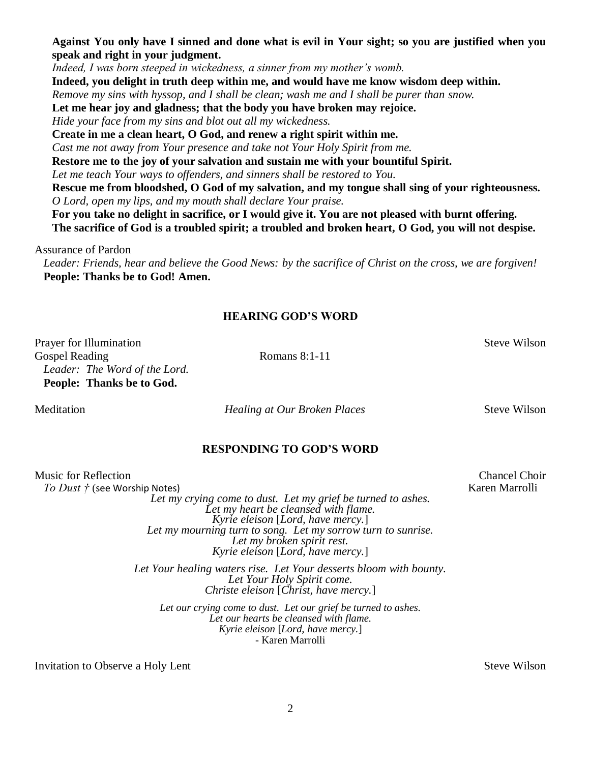**Against You only have I sinned and done what is evil in Your sight; so you are justified when you speak and right in your judgment.**
*Indeed, I was born steeped in wickedness, a sinner from my mother's womb.*
**Indeed, you delight in truth deep within me, and would have me know wisdom deep within.**
*Remove my sins with hyssop, and I shall be clean; wash me and I shall be purer than snow.*
**Let me hear joy and gladness; that the body you have broken may rejoice.**
*Hide your face from my sins and blot out all my wickedness.*
**Create in me a clean heart, O God, and renew a right spirit within me.**
*Cast me not away from Your presence and take not Your Holy Spirit from me.*
**Restore me to the joy of your salvation and sustain me with your bountiful Spirit.**
*Let me teach Your ways to offenders, and sinners shall be restored to You.*
**Rescue me from bloodshed, O God of my salvation, and my tongue shall sing of your righteousness.**
*O Lord, open my lips, and my mouth shall declare Your praise.*
**For you take no delight in sacrifice, or I would give it. You are not pleased with burnt offering.**
**The sacrifice of God is a troubled spirit; a troubled and broken heart, O God, you will not despise.**

Assurance of Pardon
*Leader: Friends, hear and believe the Good News: by the sacrifice of Christ on the cross, we are forgiven!*
**People: Thanks be to God! Amen.**

## HEARING GOD'S WORD

Prayer for Illumination — Steve Wilson

Gospel Reading — Romans 8:1-11
*Leader: The Word of the Lord.*
**People: Thanks be to God.**

Meditation — *Healing at Our Broken Places* — Steve Wilson

## RESPONDING TO GOD'S WORD

Music for Reflection — Chancel Choir
*To Dust †* (see Worship Notes) — Karen Marrolli

*Let my crying come to dust. Let my grief be turned to ashes.*
*Let my heart be cleansed with flame.*
*Kyrie eleison* [*Lord, have mercy.*]
*Let my mourning turn to song. Let my sorrow turn to sunrise.*
*Let my broken spirit rest.*
*Kyrie eleison* [*Lord, have mercy.*]

*Let Your healing waters rise. Let Your desserts bloom with bounty.*
*Let Your Holy Spirit come.*
*Christe eleison* [*Christ, have mercy.*]

*Let our crying come to dust. Let our grief be turned to ashes.*
*Let our hearts be cleansed with flame.*
*Kyrie eleison* [*Lord, have mercy.*]
- Karen Marrolli

Invitation to Observe a Holy Lent — Steve Wilson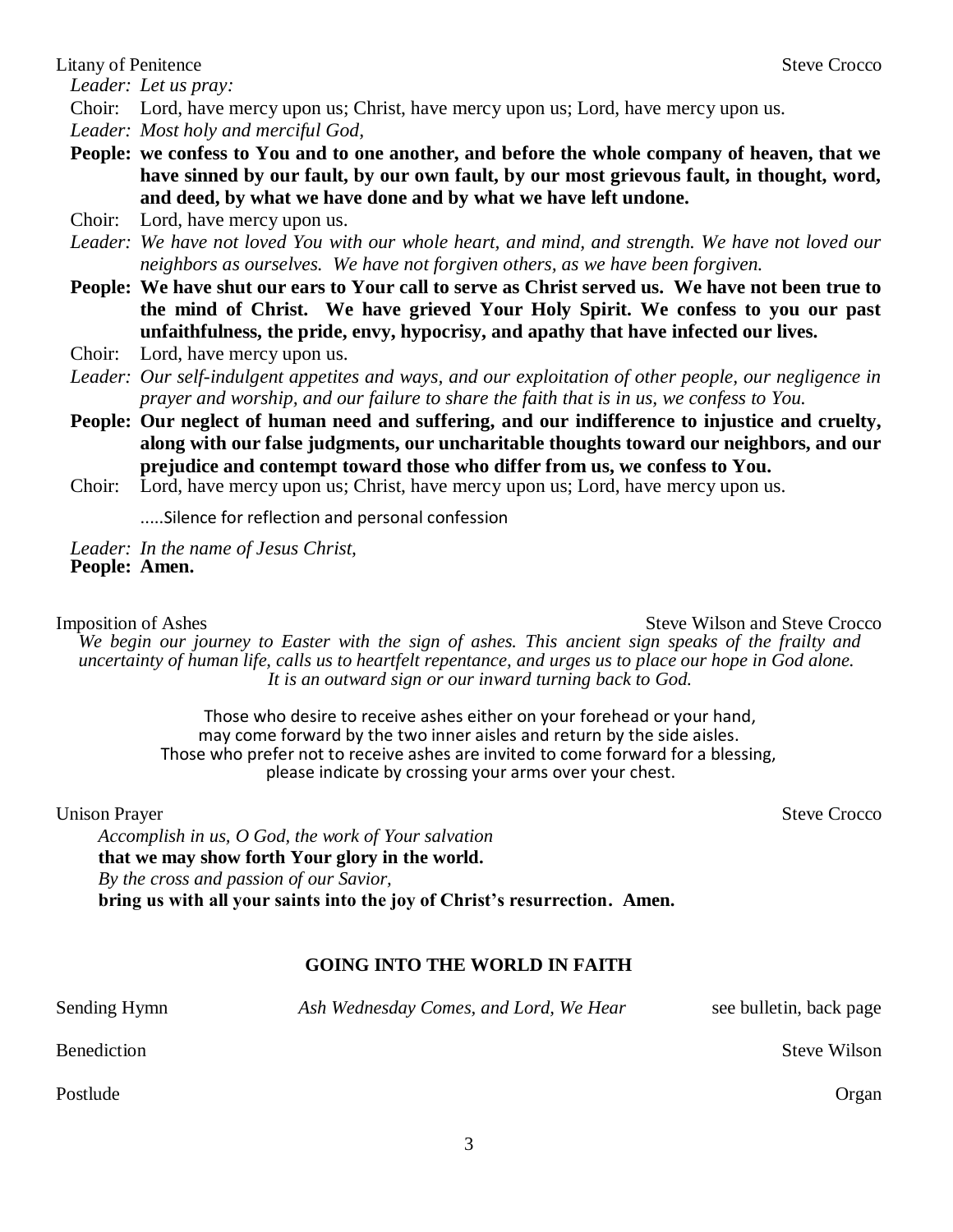Litany of Penitence Steve Crocco

*Leader: Let us pray:*

Choir: Lord, have mercy upon us; Christ, have mercy upon us; Lord, have mercy upon us.

*Leader: Most holy and merciful God,*

**People: we confess to You and to one another, and before the whole company of heaven, that we have sinned by our fault, by our own fault, by our most grievous fault, in thought, word, and deed, by what we have done and by what we have left undone.**

Choir: Lord, have mercy upon us.

*Leader: We have not loved You with our whole heart, and mind, and strength. We have not loved our neighbors as ourselves. We have not forgiven others, as we have been forgiven.*

**People: We have shut our ears to Your call to serve as Christ served us. We have not been true to the mind of Christ. We have grieved Your Holy Spirit. We confess to you our past unfaithfulness, the pride, envy, hypocrisy, and apathy that have infected our lives.**

Choir: Lord, have mercy upon us.

*Leader: Our self-indulgent appetites and ways, and our exploitation of other people, our negligence in prayer and worship, and our failure to share the faith that is in us, we confess to You.*

**People: Our neglect of human need and suffering, and our indifference to injustice and cruelty, along with our false judgments, our uncharitable thoughts toward our neighbors, and our prejudice and contempt toward those who differ from us, we confess to You.**

Choir: Lord, have mercy upon us; Christ, have mercy upon us; Lord, have mercy upon us.

.....Silence for reflection and personal confession

*Leader: In the name of Jesus Christ,*
**People: Amen.**

Imposition of Ashes Steve Wilson and Steve Crocco

*We begin our journey to Easter with the sign of ashes. This ancient sign speaks of the frailty and uncertainty of human life, calls us to heartfelt repentance, and urges us to place our hope in God alone. It is an outward sign or our inward turning back to God.*

Those who desire to receive ashes either on your forehead or your hand,
may come forward by the two inner aisles and return by the side aisles.
Those who prefer not to receive ashes are invited to come forward for a blessing,
please indicate by crossing your arms over your chest.

Unison Prayer Steve Crocco

*Accomplish in us, O God, the work of Your salvation*
**that we may show forth Your glory in the world.**
*By the cross and passion of our Savior,*
**bring us with all your saints into the joy of Christ's resurrection. Amen.**

## GOING INTO THE WORLD IN FAITH

Sending Hymn *Ash Wednesday Comes, and Lord, We Hear* see bulletin, back page

Benediction Steve Wilson

Postlude Organ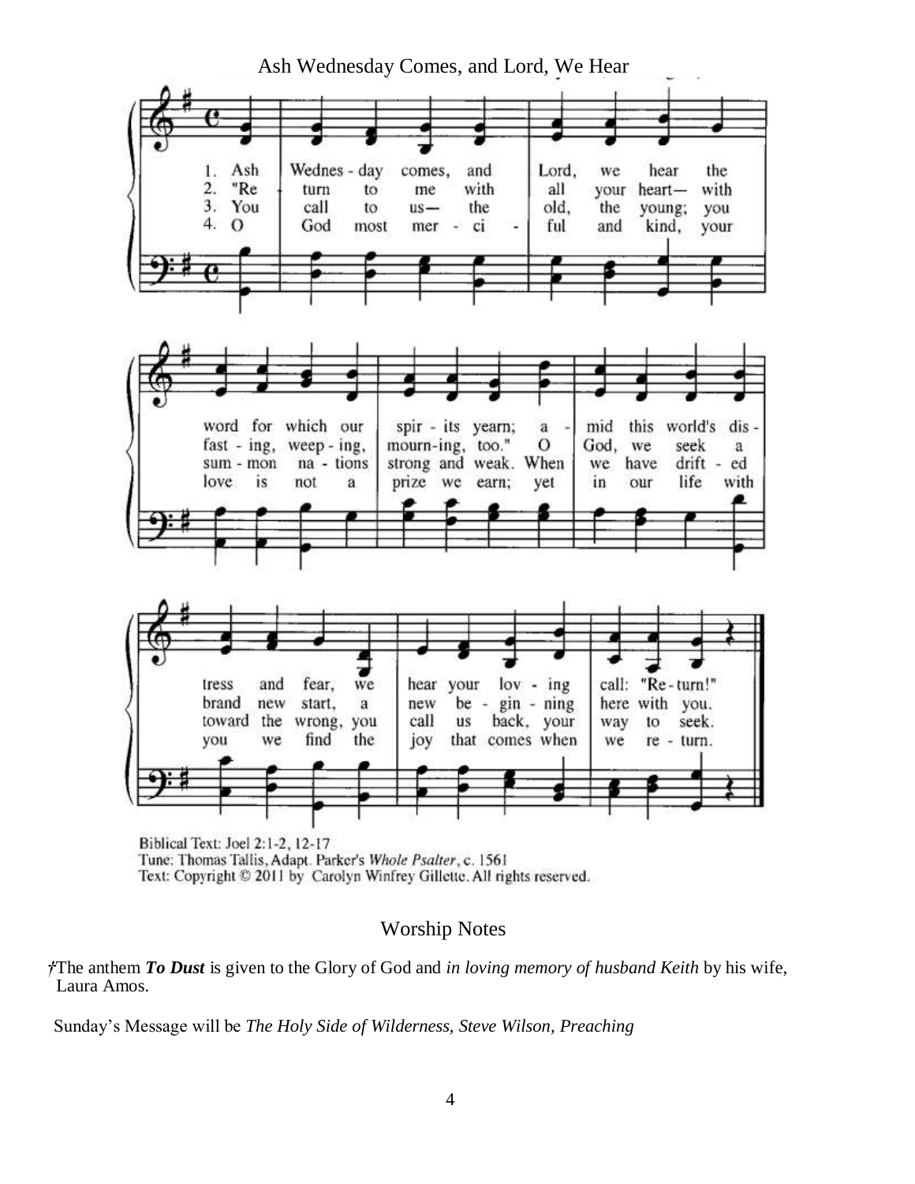Ash Wednesday Comes, and Lord, We Hear

1. Ash Wednesday comes, and Lord, we hear the word for which our spirits yearn; amid this world's distress and fear, we hear your loving call: "Return!"
2. "Return to me with all your heart— with fasting, weeping, mourning, too." O God, we seek a brand new start, a new beginning here with you.
3. You call to us— the old, the young; you summon nations strong and weak. When we have drifted toward the wrong, you call us back, your way to seek.
4. O God most merciful and kind, your love is not a prize we earn; yet in our life with you we find the joy that comes when we return.

Biblical Text: Joel 2:1-2, 12-17
Tune: Thomas Tallis, Adapt. Parker's *Whole Psalter*, c. 1561
Text: Copyright © 2011 by Carolyn Winfrey Gillette. All rights reserved.

## Worship Notes

†The anthem ***To Dust*** is given to the Glory of God and *in loving memory of husband Keith* by his wife, Laura Amos.

Sunday's Message will be *The Holy Side of Wilderness, Steve Wilson, Preaching*